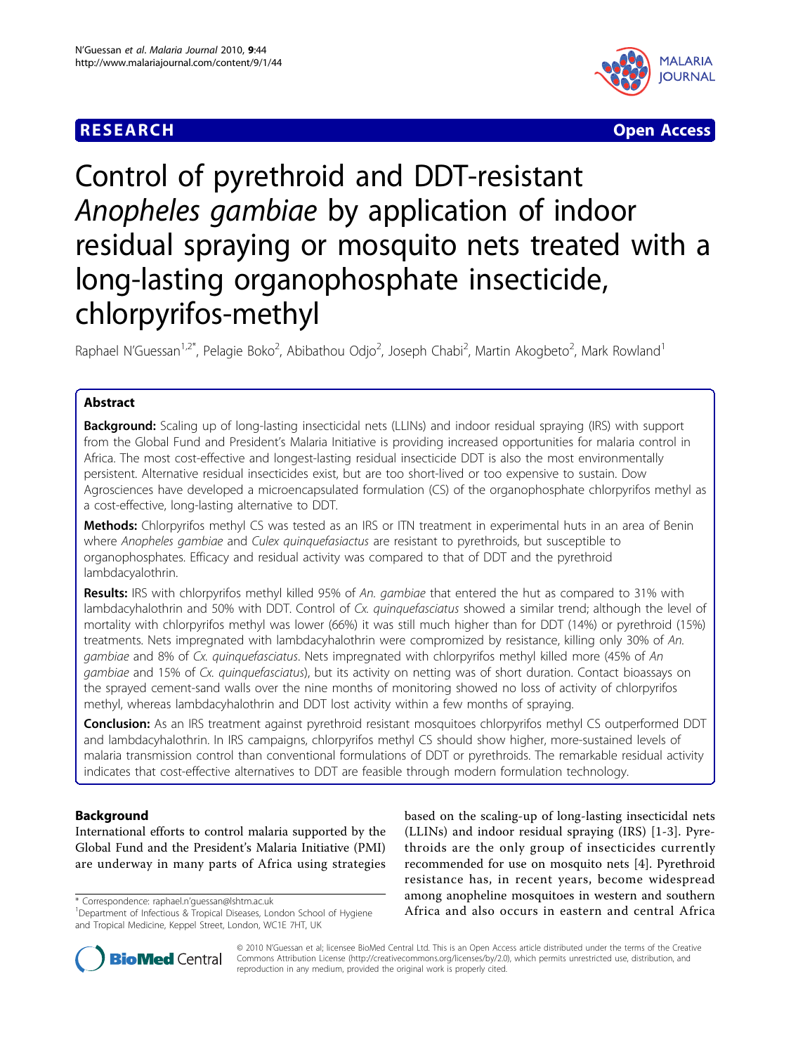**RESEARCH** **Open Access**

# Control of pyrethroid and DDT-resistant *Anopheles gambiae* by application of indoor residual spraying or mosquito nets treated with a long-lasting organophosphate insecticide, chlorpyrifos-methyl

Raphael N'Guessan[1,2*], Pelagie Boko[2], Abibathou Odjo[2], Joseph Chabi[2], Martin Akogbeto[2], Mark Rowland[1]

## Abstract

**Background:** Scaling up of long-lasting insecticidal nets (LLINs) and indoor residual spraying (IRS) with support from the Global Fund and President's Malaria Initiative is providing increased opportunities for malaria control in Africa. The most cost-effective and longest-lasting residual insecticide DDT is also the most environmentally persistent. Alternative residual insecticides exist, but are too short-lived or too expensive to sustain. Dow Agrosciences have developed a microencapsulated formulation (CS) of the organophosphate chlorpyrifos methyl as a cost-effective, long-lasting alternative to DDT.

**Methods:** Chlorpyrifos methyl CS was tested as an IRS or ITN treatment in experimental huts in an area of Benin where *Anopheles gambiae* and *Culex quinquefasiactus* are resistant to pyrethroids, but susceptible to organophosphates. Efficacy and residual activity was compared to that of DDT and the pyrethroid lambdacyalothrin.

**Results:** IRS with chlorpyrifos methyl killed 95% of *An. gambiae* that entered the hut as compared to 31% with lambdacyhalothrin and 50% with DDT. Control of *Cx. quinquefasciatus* showed a similar trend; although the level of mortality with chlorpyrifos methyl was lower (66%) it was still much higher than for DDT (14%) or pyrethroid (15%) treatments. Nets impregnated with lambdacyhalothrin were compromized by resistance, killing only 30% of *An. gambiae* and 8% of *Cx. quinquefasciatus*. Nets impregnated with chlorpyrifos methyl killed more (45% of *An gambiae* and 15% of *Cx. quinquefasciatus*), but its activity on netting was of short duration. Contact bioassays on the sprayed cement-sand walls over the nine months of monitoring showed no loss of activity of chlorpyrifos methyl, whereas lambdacyhalothrin and DDT lost activity within a few months of spraying.

**Conclusion:** As an IRS treatment against pyrethroid resistant mosquitoes chlorpyrifos methyl CS outperformed DDT and lambdacyhalothrin. In IRS campaigns, chlorpyrifos methyl CS should show higher, more-sustained levels of malaria transmission control than conventional formulations of DDT or pyrethroids. The remarkable residual activity indicates that cost-effective alternatives to DDT are feasible through modern formulation technology.

## Background

International efforts to control malaria supported by the Global Fund and the President's Malaria Initiative (PMI) are underway in many parts of Africa using strategies based on the scaling-up of long-lasting insecticidal nets (LLINs) and indoor residual spraying (IRS) [1-3]. Pyrethroids are the only group of insecticides currently recommended for use on mosquito nets [4]. Pyrethroid resistance has, in recent years, become widespread among anopheline mosquitoes in western and southern Africa and also occurs in eastern and central Africa

\* Correspondence: raphael.n'guessan@lshtm.ac.uk
[1]Department of Infectious & Tropical Diseases, London School of Hygiene and Tropical Medicine, Keppel Street, London, WC1E 7HT, UK

© 2010 N'Guessan et al; licensee BioMed Central Ltd. This is an Open Access article distributed under the terms of the Creative Commons Attribution License (http://creativecommons.org/licenses/by/2.0), which permits unrestricted use, distribution, and reproduction in any medium, provided the original work is properly cited.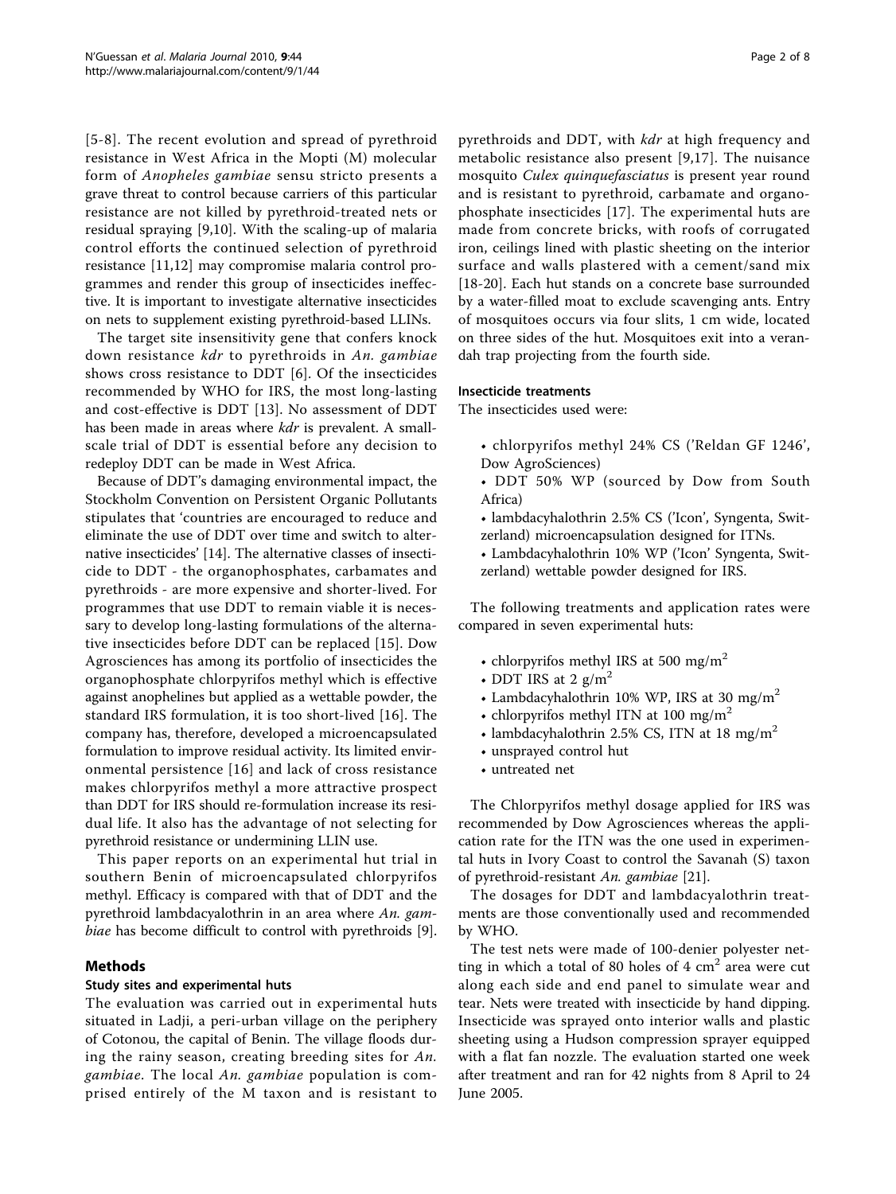[5-8]. The recent evolution and spread of pyrethroid resistance in West Africa in the Mopti (M) molecular form of *Anopheles gambiae* sensu stricto presents a grave threat to control because carriers of this particular resistance are not killed by pyrethroid-treated nets or residual spraying [9,10]. With the scaling-up of malaria control efforts the continued selection of pyrethroid resistance [11,12] may compromise malaria control programmes and render this group of insecticides ineffective. It is important to investigate alternative insecticides on nets to supplement existing pyrethroid-based LLINs.

The target site insensitivity gene that confers knock down resistance *kdr* to pyrethroids in *An. gambiae* shows cross resistance to DDT [6]. Of the insecticides recommended by WHO for IRS, the most long-lasting and cost-effective is DDT [13]. No assessment of DDT has been made in areas where *kdr* is prevalent. A small-scale trial of DDT is essential before any decision to redeploy DDT can be made in West Africa.

Because of DDT's damaging environmental impact, the Stockholm Convention on Persistent Organic Pollutants stipulates that 'countries are encouraged to reduce and eliminate the use of DDT over time and switch to alternative insecticides' [14]. The alternative classes of insecticide to DDT - the organophosphates, carbamates and pyrethroids - are more expensive and shorter-lived. For programmes that use DDT to remain viable it is necessary to develop long-lasting formulations of the alternative insecticides before DDT can be replaced [15]. Dow Agrosciences has among its portfolio of insecticides the organophosphate chlorpyrifos methyl which is effective against anophelines but applied as a wettable powder, the standard IRS formulation, it is too short-lived [16]. The company has, therefore, developed a microencapsulated formulation to improve residual activity. Its limited environmental persistence [16] and lack of cross resistance makes chlorpyrifos methyl a more attractive prospect than DDT for IRS should re-formulation increase its residual life. It also has the advantage of not selecting for pyrethroid resistance or undermining LLIN use.

This paper reports on an experimental hut trial in southern Benin of microencapsulated chlorpyrifos methyl. Efficacy is compared with that of DDT and the pyrethroid lambdacyalothrin in an area where *An. gambiae* has become difficult to control with pyrethroids [9].

## Methods

### Study sites and experimental huts

The evaluation was carried out in experimental huts situated in Ladji, a peri-urban village on the periphery of Cotonou, the capital of Benin. The village floods during the rainy season, creating breeding sites for *An. gambiae*. The local *An. gambiae* population is comprised entirely of the M taxon and is resistant to pyrethroids and DDT, with *kdr* at high frequency and metabolic resistance also present [9,17]. The nuisance mosquito *Culex quinquefasciatus* is present year round and is resistant to pyrethroid, carbamate and organophosphate insecticides [17]. The experimental huts are made from concrete bricks, with roofs of corrugated iron, ceilings lined with plastic sheeting on the interior surface and walls plastered with a cement/sand mix [18-20]. Each hut stands on a concrete base surrounded by a water-filled moat to exclude scavenging ants. Entry of mosquitoes occurs via four slits, 1 cm wide, located on three sides of the hut. Mosquitoes exit into a verandah trap projecting from the fourth side.

### Insecticide treatments

The insecticides used were:

- chlorpyrifos methyl 24% CS ('Reldan GF 1246', Dow AgroSciences)
- DDT 50% WP (sourced by Dow from South Africa)
- lambdacyhalothrin 2.5% CS ('Icon', Syngenta, Switzerland) microencapsulation designed for ITNs.
- Lambdacyhalothrin 10% WP ('Icon' Syngenta, Switzerland) wettable powder designed for IRS.

The following treatments and application rates were compared in seven experimental huts:

- chlorpyrifos methyl IRS at 500 mg/m$^2$
- DDT IRS at 2 g/m$^2$
- Lambdacyhalothrin 10% WP, IRS at 30 mg/m$^2$
- chlorpyrifos methyl ITN at 100 mg/m$^2$
- lambdacyhalothrin 2.5% CS, ITN at 18 mg/m$^2$
- unsprayed control hut
- untreated net

The Chlorpyrifos methyl dosage applied for IRS was recommended by Dow Agrosciences whereas the application rate for the ITN was the one used in experimental huts in Ivory Coast to control the Savanah (S) taxon of pyrethroid-resistant *An. gambiae* [21].

The dosages for DDT and lambdacyalothrin treatments are those conventionally used and recommended by WHO.

The test nets were made of 100-denier polyester netting in which a total of 80 holes of 4 cm$^2$ area were cut along each side and end panel to simulate wear and tear. Nets were treated with insecticide by hand dipping. Insecticide was sprayed onto interior walls and plastic sheeting using a Hudson compression sprayer equipped with a flat fan nozzle. The evaluation started one week after treatment and ran for 42 nights from 8 April to 24 June 2005.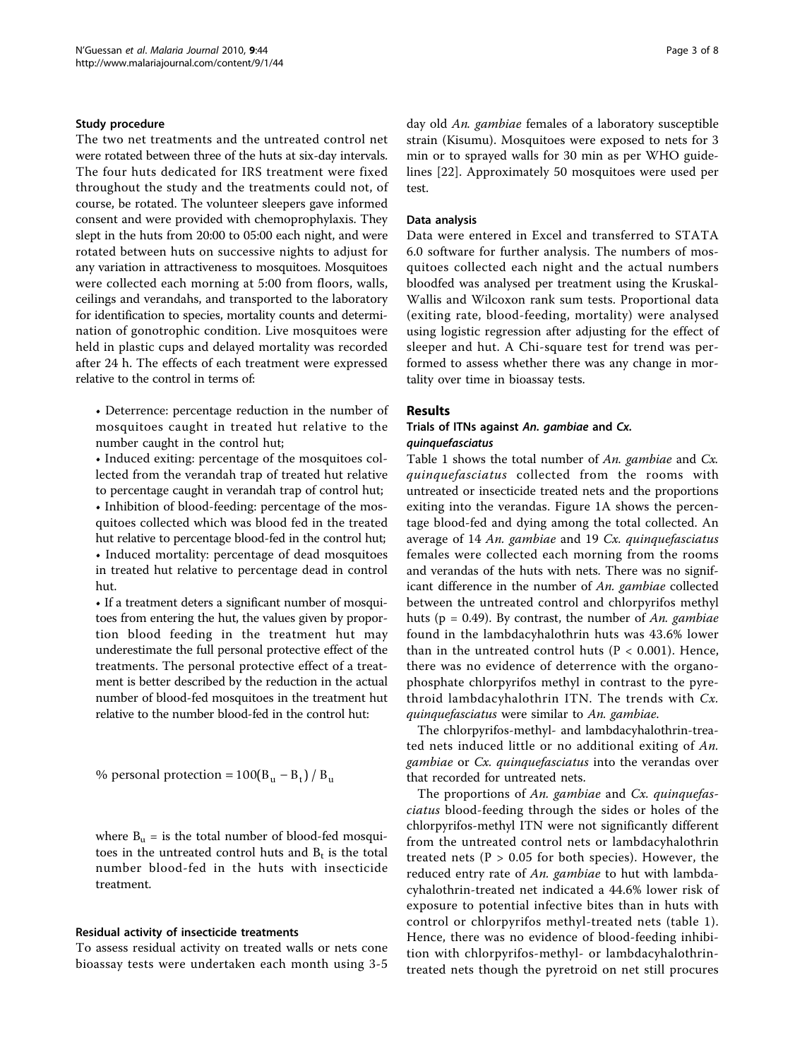### Study procedure

The two net treatments and the untreated control net were rotated between three of the huts at six-day intervals. The four huts dedicated for IRS treatment were fixed throughout the study and the treatments could not, of course, be rotated. The volunteer sleepers gave informed consent and were provided with chemoprophylaxis. They slept in the huts from 20:00 to 05:00 each night, and were rotated between huts on successive nights to adjust for any variation in attractiveness to mosquitoes. Mosquitoes were collected each morning at 5:00 from floors, walls, ceilings and verandahs, and transported to the laboratory for identification to species, mortality counts and determination of gonotrophic condition. Live mosquitoes were held in plastic cups and delayed mortality was recorded after 24 h. The effects of each treatment were expressed relative to the control in terms of:

- Deterrence: percentage reduction in the number of mosquitoes caught in treated hut relative to the number caught in the control hut;
- Induced exiting: percentage of the mosquitoes collected from the verandah trap of treated hut relative to percentage caught in verandah trap of control hut;
- Inhibition of blood-feeding: percentage of the mosquitoes collected which was blood fed in the treated hut relative to percentage blood-fed in the control hut;
- Induced mortality: percentage of dead mosquitoes in treated hut relative to percentage dead in control hut.
- If a treatment deters a significant number of mosquitoes from entering the hut, the values given by proportion blood feeding in the treatment hut may underestimate the full personal protective effect of the treatments. The personal protective effect of a treatment is better described by the reduction in the actual number of blood-fed mosquitoes in the treatment hut relative to the number blood-fed in the control hut:

$$\% \text{ personal protection} = 100(B_u - B_t) / B_u$$

where $B_u$ = is the total number of blood-fed mosquitoes in the untreated control huts and $B_t$ is the total number blood-fed in the huts with insecticide treatment.

### Residual activity of insecticide treatments

To assess residual activity on treated walls or nets cone bioassay tests were undertaken each month using 3-5 day old *An. gambiae* females of a laboratory susceptible strain (Kisumu). Mosquitoes were exposed to nets for 3 min or to sprayed walls for 30 min as per WHO guidelines [22]. Approximately 50 mosquitoes were used per test.

### Data analysis

Data were entered in Excel and transferred to STATA 6.0 software for further analysis. The numbers of mosquitoes collected each night and the actual numbers bloodfed was analysed per treatment using the Kruskal-Wallis and Wilcoxon rank sum tests. Proportional data (exiting rate, blood-feeding, mortality) were analysed using logistic regression after adjusting for the effect of sleeper and hut. A Chi-square test for trend was performed to assess whether there was any change in mortality over time in bioassay tests.

## Results

### Trials of ITNs against *An. gambiae* and *Cx. quinquefasciatus*

Table 1 shows the total number of *An. gambiae* and *Cx. quinquefasciatus* collected from the rooms with untreated or insecticide treated nets and the proportions exiting into the verandas. Figure 1A shows the percentage blood-fed and dying among the total collected. An average of 14 *An. gambiae* and 19 *Cx. quinquefasciatus* females were collected each morning from the rooms and verandas of the huts with nets. There was no significant difference in the number of *An. gambiae* collected between the untreated control and chlorpyrifos methyl huts ($p = 0.49$). By contrast, the number of *An. gambiae* found in the lambdacyhalothrin huts was 43.6% lower than in the untreated control huts ($P < 0.001$). Hence, there was no evidence of deterrence with the organophosphate chlorpyrifos methyl in contrast to the pyrethroid lambdacyhalothrin ITN. The trends with *Cx. quinquefasciatus* were similar to *An. gambiae*.

The chlorpyrifos-methyl- and lambdacyhalothrin-treated nets induced little or no additional exiting of *An. gambiae* or *Cx. quinquefasciatus* into the verandas over that recorded for untreated nets.

The proportions of *An. gambiae* and *Cx. quinquefasciatus* blood-feeding through the sides or holes of the chlorpyrifos-methyl ITN were not significantly different from the untreated control nets or lambdacyhalothrin treated nets ($P > 0.05$ for both species). However, the reduced entry rate of *An. gambiae* to hut with lambdacyhalothrin-treated net indicated a 44.6% lower risk of exposure to potential infective bites than in huts with control or chlorpyrifos methyl-treated nets (table 1). Hence, there was no evidence of blood-feeding inhibition with chlorpyrifos-methyl- or lambdacyhalothrin-treated nets though the pyrethroid on net still procures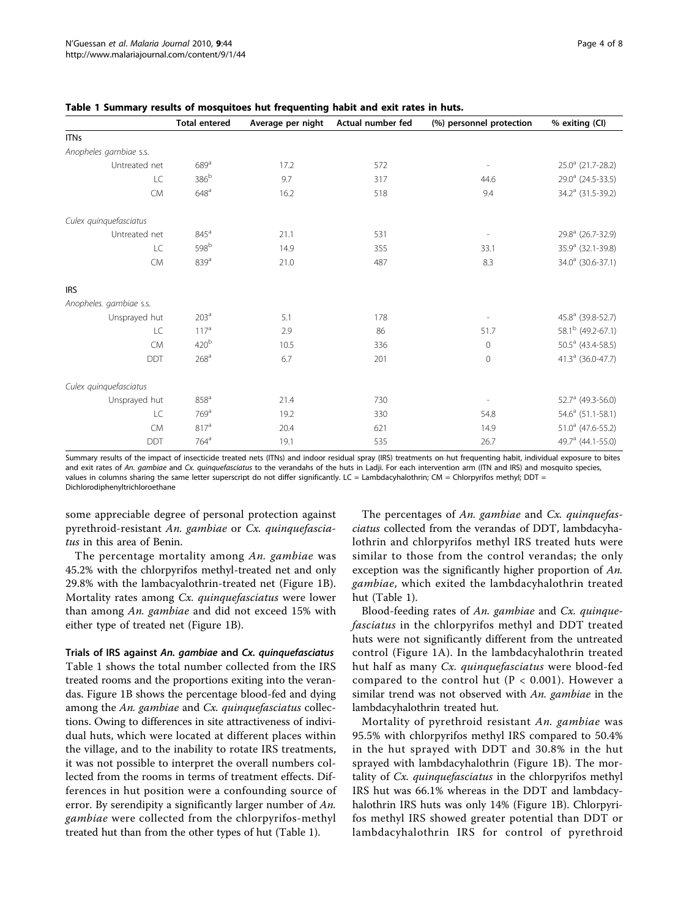**Table 1 Summary results of mosquitoes hut frequenting habit and exit rates in huts.**

| | Total entered | Average per night | Actual number fed | (%) personnel protection | % exiting (CI) |
|---|---|---|---|---|---|
| **ITNs** | | | | | |
| *Anopheles gambiae* s.s. | | | | | |
| Untreated net | 689[a] | 17.2 | 572 | - | 25.0[a] (21.7-28.2) |
| LC | 386[b] | 9.7 | 317 | 44.6 | 29.0[a] (24.5-33.5) |
| CM | 648[a] | 16.2 | 518 | 9.4 | 34.2[a] (31.5-39.2) |
| *Culex quinquefasciatus* | | | | | |
| Untreated net | 845[a] | 21.1 | 531 | - | 29.8[a] (26.7-32.9) |
| LC | 598[b] | 14.9 | 355 | 33.1 | 35.9[a] (32.1-39.8) |
| CM | 839[a] | 21.0 | 487 | 8.3 | 34.0[a] (30.6-37.1) |
| **IRS** | | | | | |
| *Anopheles. gambiae* s.s. | | | | | |
| Unsprayed hut | 203[a] | 5.1 | 178 | - | 45.8[a] (39.8-52.7) |
| LC | 117[a] | 2.9 | 86 | 51.7 | 58.1[b] (49.2-67.1) |
| CM | 420[b] | 10.5 | 336 | 0 | 50.5[a] (43.4-58.5) |
| DDT | 268[a] | 6.7 | 201 | 0 | 41.3[a] (36.0-47.7) |
| *Culex quinquefasciatus* | | | | | |
| Unsprayed hut | 858[a] | 21.4 | 730 | - | 52.7[a] (49.3-56.0) |
| LC | 769[a] | 19.2 | 330 | 54.8 | 54.6[a] (51.1-58.1) |
| CM | 817[a] | 20.4 | 621 | 14.9 | 51.0[a] (47.6-55.2) |
| DDT | 764[a] | 19.1 | 535 | 26.7 | 49.7[a] (44.1-55.0) |

Summary results of the impact of insecticide treated nets (ITNs) and indoor residual spray (IRS) treatments on hut frequenting habit, individual exposure to bites and exit rates of *An. gambiae* and *Cx. quinquefasciatus* to the verandahs of the huts in Ladji. For each intervention arm (ITN and IRS) and mosquito species, values in columns sharing the same letter superscript do not differ significantly. LC = Lambdacyhalothrin; CM = Chlorpyrifos methyl; DDT = Dichlorodiphenyltrichloroethane

some appreciable degree of personal protection against pyrethroid-resistant *An. gambiae* or *Cx. quinquefasciatus* in this area of Benin.

The percentage mortality among *An. gambiae* was 45.2% with the chlorpyrifos methyl-treated net and only 29.8% with the lambacyalothrin-treated net (Figure 1B). Mortality rates among *Cx. quinquefasciatus* were lower than among *An. gambiae* and did not exceed 15% with either type of treated net (Figure 1B).

**Trials of IRS against *An. gambiae* and *Cx. quinquefasciatus***

Table 1 shows the total number collected from the IRS treated rooms and the proportions exiting into the verandas. Figure 1B shows the percentage blood-fed and dying among the *An. gambiae* and *Cx. quinquefasciatus* collections. Owing to differences in site attractiveness of individual huts, which were located at different places within the village, and to the inability to rotate IRS treatments, it was not possible to interpret the overall numbers collected from the rooms in terms of treatment effects. Differences in hut position were a confounding source of error. By serendipity a significantly larger number of *An. gambiae* were collected from the chlorpyrifos-methyl treated hut than from the other types of hut (Table 1).

The percentages of *An. gambiae* and *Cx. quinquefasciatus* collected from the verandas of DDT, lambdacyhalothrin and chlorpyrifos methyl IRS treated huts were similar to those from the control verandas; the only exception was the significantly higher proportion of *An. gambiae*, which exited the lambdacyhalothrin treated hut (Table 1).

Blood-feeding rates of *An. gambiae* and *Cx. quinquefasciatus* in the chlorpyrifos methyl and DDT treated huts were not significantly different from the untreated control (Figure 1A). In the lambdacyhalothrin treated hut half as many *Cx. quinquefasciatus* were blood-fed compared to the control hut ($P < 0.001$). However a similar trend was not observed with *An. gambiae* in the lambdacyhalothrin treated hut.

Mortality of pyrethroid resistant *An. gambiae* was 95.5% with chlorpyrifos methyl IRS compared to 50.4% in the hut sprayed with DDT and 30.8% in the hut sprayed with lambdacyhalothrin (Figure 1B). The mortality of *Cx. quinquefasciatus* in the chlorpyrifos methyl IRS hut was 66.1% whereas in the DDT and lambdacyhalothrin IRS huts was only 14% (Figure 1B). Chlorpyrifos methyl IRS showed greater potential than DDT or lambdacyhalothrin IRS for control of pyrethroid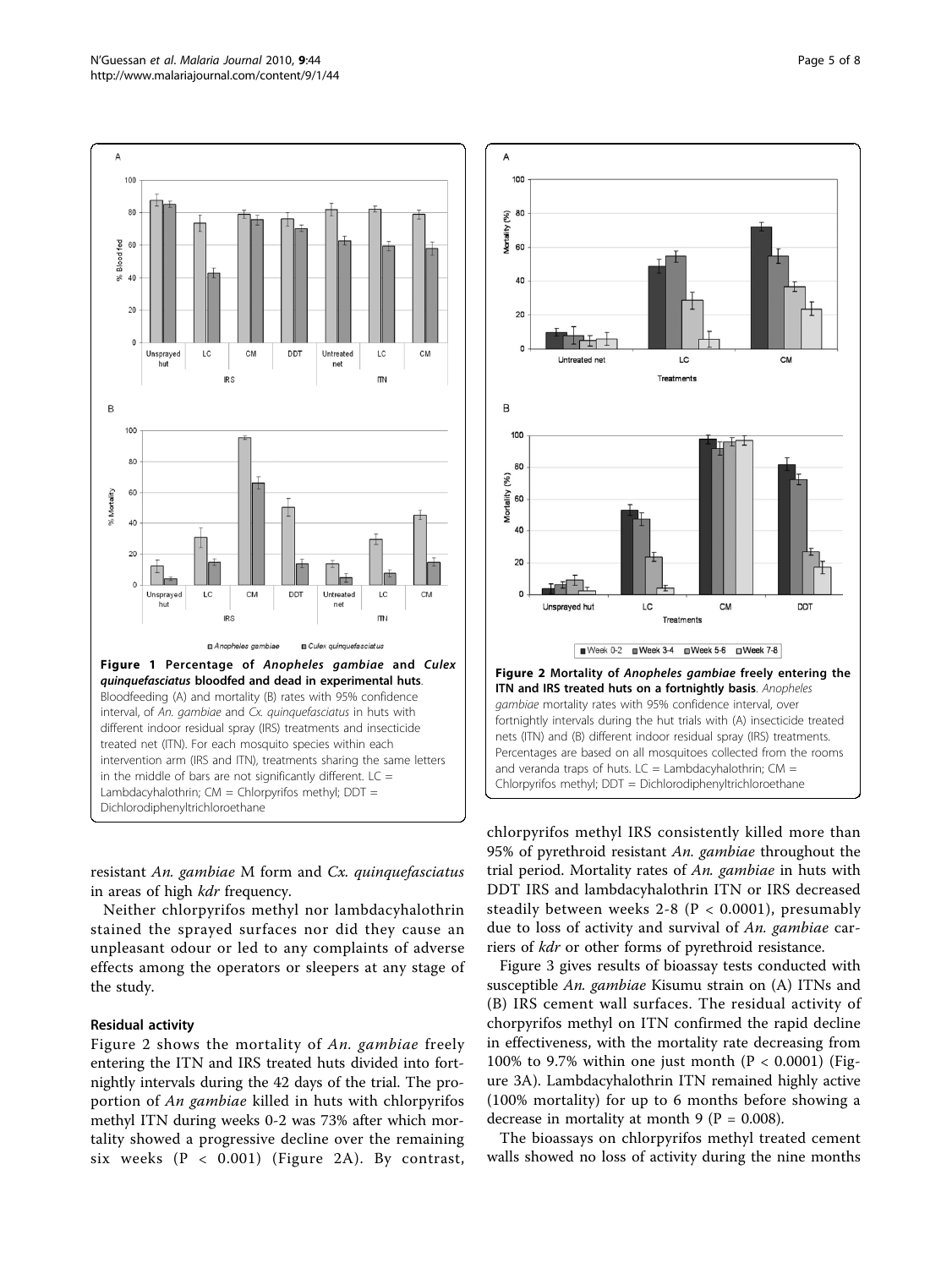**Figure 1 Percentage of *Anopheles gambiae* and *Culex quinquefasciatus* bloodfed and dead in experimental huts**. Bloodfeeding (A) and mortality (B) rates with 95% confidence interval, of *An. gambiae* and *Cx. quinquefasciatus* in huts with different indoor residual spray (IRS) treatments and insecticide treated net (ITN). For each mosquito species within each intervention arm (IRS and ITN), treatments sharing the same letters in the middle of bars are not significantly different. LC = Lambdacyhalothrin; CM = Chlorpyrifos methyl; DDT = Dichlorodiphenyltrichloroethane

**Figure 2 Mortality of *Anopheles gambiae* freely entering the ITN and IRS treated huts on a fortnightly basis**. *Anopheles gambiae* mortality rates with 95% confidence interval, over fortnightly intervals during the hut trials with (A) insecticide treated nets (ITN) and (B) different indoor residual spray (IRS) treatments. Percentages are based on all mosquitoes collected from the rooms and veranda traps of huts. LC = Lambdacyhalothrin; CM = Chlorpyrifos methyl; DDT = Dichlorodiphenyltrichloroethane

resistant *An. gambiae* M form and *Cx. quinquefasciatus* in areas of high *kdr* frequency.

Neither chlorpyrifos methyl nor lambdacyhalothrin stained the sprayed surfaces nor did they cause an unpleasant odour or led to any complaints of adverse effects among the operators or sleepers at any stage of the study.

### Residual activity

Figure 2 shows the mortality of *An. gambiae* freely entering the ITN and IRS treated huts divided into fortnightly intervals during the 42 days of the trial. The proportion of *An gambiae* killed in huts with chlorpyrifos methyl ITN during weeks 0-2 was 73% after which mortality showed a progressive decline over the remaining six weeks ($P < 0.001$) (Figure 2A). By contrast, chlorpyrifos methyl IRS consistently killed more than 95% of pyrethroid resistant *An. gambiae* throughout the trial period. Mortality rates of *An. gambiae* in huts with DDT IRS and lambdacyhalothrin ITN or IRS decreased steadily between weeks 2-8 ($P < 0.0001$), presumably due to loss of activity and survival of *An. gambiae* carriers of *kdr* or other forms of pyrethroid resistance.

Figure 3 gives results of bioassay tests conducted with susceptible *An. gambiae* Kisumu strain on (A) ITNs and (B) IRS cement wall surfaces. The residual activity of chorpyrifos methyl on ITN confirmed the rapid decline in effectiveness, with the mortality rate decreasing from 100% to 9.7% within one just month ($P < 0.0001$) (Figure 3A). Lambdacyhalothrin ITN remained highly active (100% mortality) for up to 6 months before showing a decrease in mortality at month 9 ($P = 0.008$).

The bioassays on chlorpyrifos methyl treated cement walls showed no loss of activity during the nine months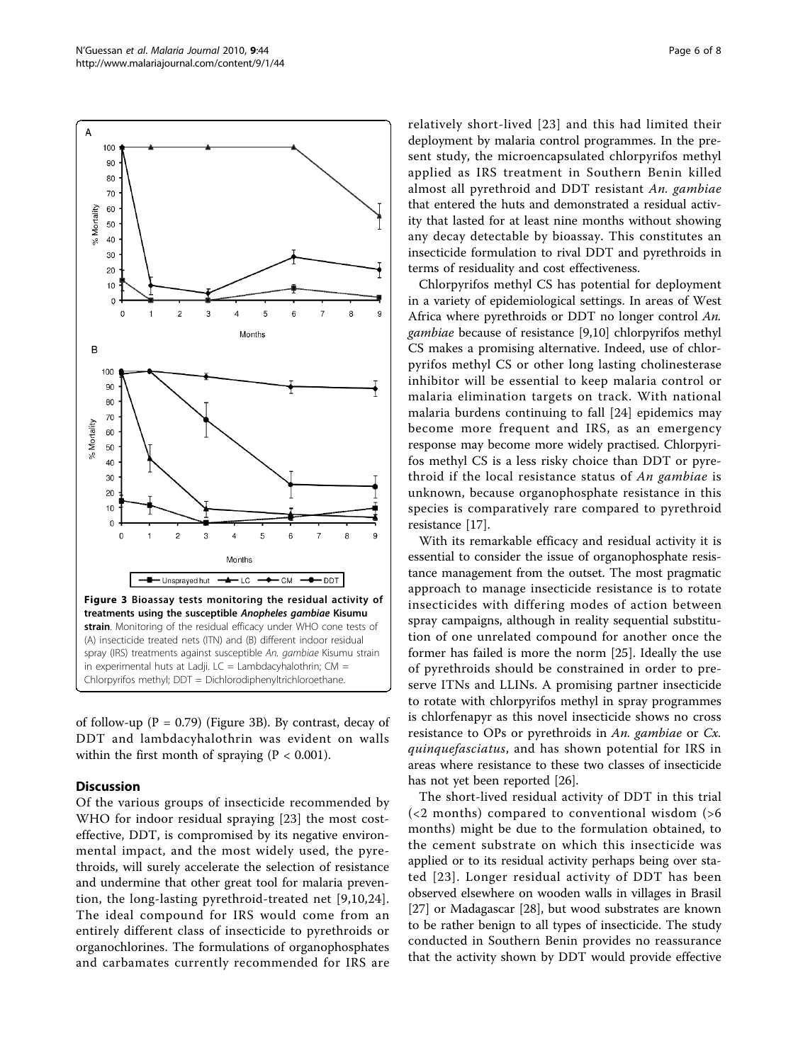**Figure 3 Bioassay tests monitoring the residual activity of treatments using the susceptible *Anopheles gambiae* Kisumu strain**. Monitoring of the residual efficacy under WHO cone tests of (A) insecticide treated nets (ITN) and (B) different indoor residual spray (IRS) treatments against susceptible *An. gambiae* Kisumu strain in experimental huts at Ladji. LC = Lambdacyhalothrin; CM = Chlorpyrifos methyl; DDT = Dichlorodiphenyltrichloroethane.

of follow-up ($P = 0.79$) (Figure 3B). By contrast, decay of DDT and lambdacyhalothrin was evident on walls within the first month of spraying ($P < 0.001$).

## Discussion

Of the various groups of insecticide recommended by WHO for indoor residual spraying [23] the most cost-effective, DDT, is compromised by its negative environmental impact, and the most widely used, the pyrethroids, will surely accelerate the selection of resistance and undermine that other great tool for malaria prevention, the long-lasting pyrethroid-treated net [9,10,24]. The ideal compound for IRS would come from an entirely different class of insecticide to pyrethroids or organochlorines. The formulations of organophosphates and carbamates currently recommended for IRS are relatively short-lived [23] and this had limited their deployment by malaria control programmes. In the present study, the microencapsulated chlorpyrifos methyl applied as IRS treatment in Southern Benin killed almost all pyrethroid and DDT resistant *An. gambiae* that entered the huts and demonstrated a residual activity that lasted for at least nine months without showing any decay detectable by bioassay. This constitutes an insecticide formulation to rival DDT and pyrethroids in terms of residuality and cost effectiveness.

Chlorpyrifos methyl CS has potential for deployment in a variety of epidemiological settings. In areas of West Africa where pyrethroids or DDT no longer control *An. gambiae* because of resistance [9,10] chlorpyrifos methyl CS makes a promising alternative. Indeed, use of chlorpyrifos methyl CS or other long lasting cholinesterase inhibitor will be essential to keep malaria control or malaria elimination targets on track. With national malaria burdens continuing to fall [24] epidemics may become more frequent and IRS, as an emergency response may become more widely practised. Chlorpyrifos methyl CS is a less risky choice than DDT or pyrethroid if the local resistance status of *An gambiae* is unknown, because organophosphate resistance in this species is comparatively rare compared to pyrethroid resistance [17].

With its remarkable efficacy and residual activity it is essential to consider the issue of organophosphate resistance management from the outset. The most pragmatic approach to manage insecticide resistance is to rotate insecticides with differing modes of action between spray campaigns, although in reality sequential substitution of one unrelated compound for another once the former has failed is more the norm [25]. Ideally the use of pyrethroids should be constrained in order to preserve ITNs and LLINs. A promising partner insecticide to rotate with chlorpyrifos methyl in spray programmes is chlorfenapyr as this novel insecticide shows no cross resistance to OPs or pyrethroids in *An. gambiae* or *Cx. quinquefasciatus*, and has shown potential for IRS in areas where resistance to these two classes of insecticide has not yet been reported [26].

The short-lived residual activity of DDT in this trial (<2 months) compared to conventional wisdom (>6 months) might be due to the formulation obtained, to the cement substrate on which this insecticide was applied or to its residual activity perhaps being over stated [23]. Longer residual activity of DDT has been observed elsewhere on wooden walls in villages in Brasil [27] or Madagascar [28], but wood substrates are known to be rather benign to all types of insecticide. The study conducted in Southern Benin provides no reassurance that the activity shown by DDT would provide effective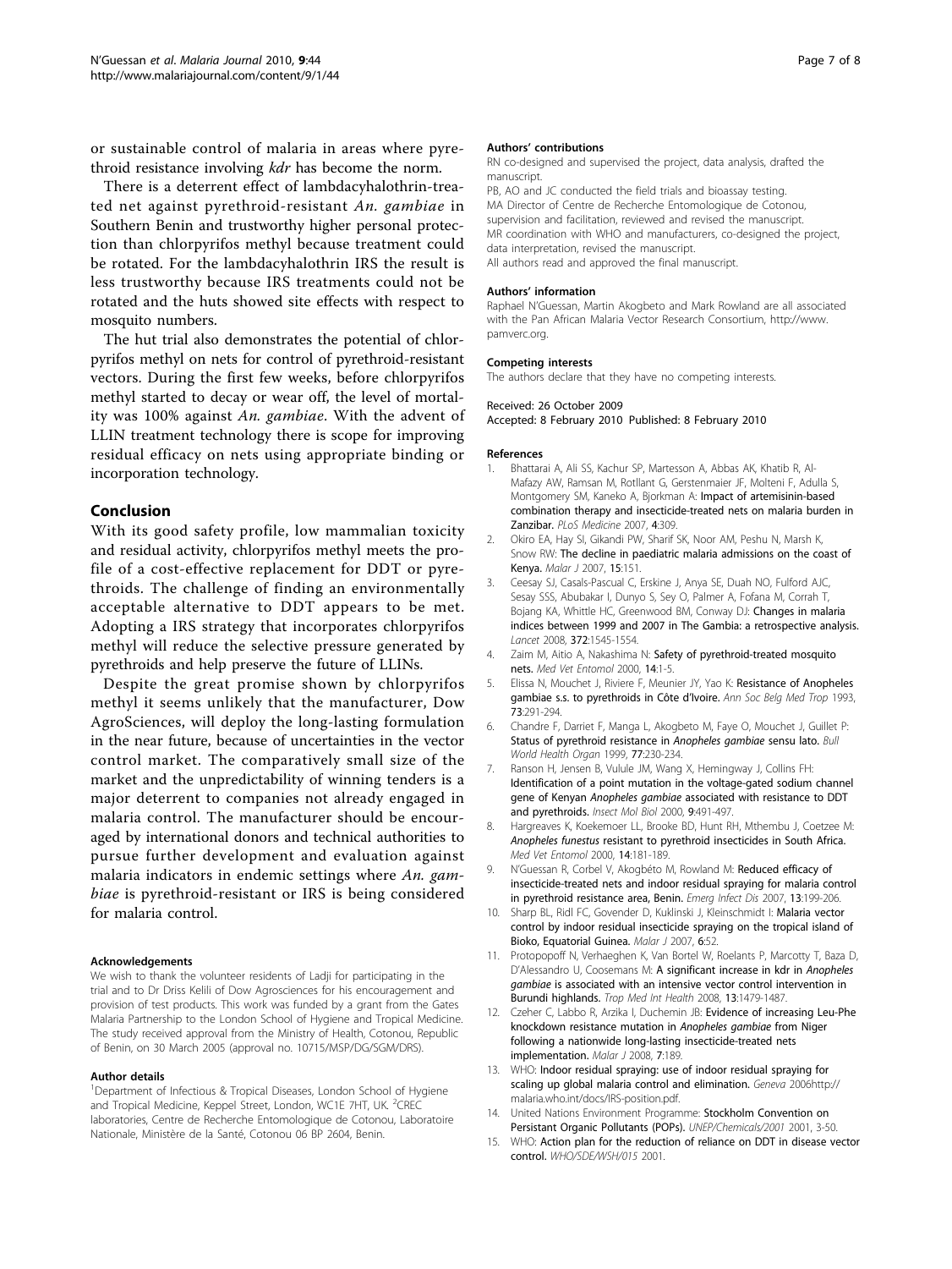or sustainable control of malaria in areas where pyrethroid resistance involving *kdr* has become the norm.

There is a deterrent effect of lambdacyhalothrin-treated net against pyrethroid-resistant *An. gambiae* in Southern Benin and trustworthy higher personal protection than chlorpyrifos methyl because treatment could be rotated. For the lambdacyhalothrin IRS the result is less trustworthy because IRS treatments could not be rotated and the huts showed site effects with respect to mosquito numbers.

The hut trial also demonstrates the potential of chlorpyrifos methyl on nets for control of pyrethroid-resistant vectors. During the first few weeks, before chlorpyrifos methyl started to decay or wear off, the level of mortality was 100% against *An. gambiae*. With the advent of LLIN treatment technology there is scope for improving residual efficacy on nets using appropriate binding or incorporation technology.

## Conclusion

With its good safety profile, low mammalian toxicity and residual activity, chlorpyrifos methyl meets the profile of a cost-effective replacement for DDT or pyrethroids. The challenge of finding an environmentally acceptable alternative to DDT appears to be met. Adopting a IRS strategy that incorporates chlorpyrifos methyl will reduce the selective pressure generated by pyrethroids and help preserve the future of LLINs.

Despite the great promise shown by chlorpyrifos methyl it seems unlikely that the manufacturer, Dow AgroSciences, will deploy the long-lasting formulation in the near future, because of uncertainties in the vector control market. The comparatively small size of the market and the unpredictability of winning tenders is a major deterrent to companies not already engaged in malaria control. The manufacturer should be encouraged by international donors and technical authorities to pursue further development and evaluation against malaria indicators in endemic settings where *An. gambiae* is pyrethroid-resistant or IRS is being considered for malaria control.

#### Acknowledgements

We wish to thank the volunteer residents of Ladji for participating in the trial and to Dr Driss Kelili of Dow Agrosciences for his encouragement and provision of test products. This work was funded by a grant from the Gates Malaria Partnership to the London School of Hygiene and Tropical Medicine. The study received approval from the Ministry of Health, Cotonou, Republic of Benin, on 30 March 2005 (approval no. 10715/MSP/DG/SGM/DRS).

#### Author details

[1]Department of Infectious & Tropical Diseases, London School of Hygiene and Tropical Medicine, Keppel Street, London, WC1E 7HT, UK. [2]CREC laboratories, Centre de Recherche Entomologique de Cotonou, Laboratoire Nationale, Ministère de la Santé, Cotonou 06 BP 2604, Benin.

#### Authors' contributions

RN co-designed and supervised the project, data analysis, drafted the manuscript.
PB, AO and JC conducted the field trials and bioassay testing.
MA Director of Centre de Recherche Entomologique de Cotonou, supervision and facilitation, reviewed and revised the manuscript.
MR coordination with WHO and manufacturers, co-designed the project, data interpretation, revised the manuscript.
All authors read and approved the final manuscript.

#### Authors' information

Raphael N'Guessan, Martin Akogbeto and Mark Rowland are all associated with the Pan African Malaria Vector Research Consortium, http://www.pamverc.org.

#### Competing interests

The authors declare that they have no competing interests.

Received: 26 October 2009
Accepted: 8 February 2010 Published: 8 February 2010

#### References

1. Bhattarai A, Ali SS, Kachur SP, Martesson A, Abbas AK, Khatib R, Al-Mafazy AW, Ramsan M, Rotllant G, Gerstenmaier JF, Molteni F, Adulla S, Montgomery SM, Kaneko A, Bjorkman A: **Impact of artemisinin-based combination therapy and insecticide-treated nets on malaria burden in Zanzibar.** *PLoS Medicine* 2007, **4**:309.
2. Okiro EA, Hay SI, Gikandi PW, Sharif SK, Noor AM, Peshu N, Marsh K, Snow RW: **The decline in paediatric malaria admissions on the coast of Kenya.** *Malar J* 2007, **15**:151.
3. Ceesay SJ, Casals-Pascual C, Erskine J, Anya SE, Duah NO, Fulford AJC, Sesay SSS, Abubakar I, Dunyo S, Sey O, Palmer A, Fofana M, Corrah T, Bojang KA, Whittle HC, Greenwood BM, Conway DJ: **Changes in malaria indices between 1999 and 2007 in The Gambia: a retrospective analysis.** *Lancet* 2008, **372**:1545-1554.
4. Zaim M, Aitio A, Nakashima N: **Safety of pyrethroid-treated mosquito nets.** *Med Vet Entomol* 2000, **14**:1-5.
5. Elissa N, Mouchet J, Riviere F, Meunier JY, Yao K: **Resistance of Anopheles gambiae s.s. to pyrethroids in Côte d'Ivoire.** *Ann Soc Belg Med Trop* 1993, **73**:291-294.
6. Chandre F, Darriet F, Manga L, Akogbeto M, Faye O, Mouchet J, Guillet P: **Status of pyrethroid resistance in *Anopheles gambiae* sensu lato.** *Bull World Health Organ* 1999, **77**:230-234.
7. Ranson H, Jensen B, Vulule JM, Wang X, Hemingway J, Collins FH: **Identification of a point mutation in the voltage-gated sodium channel gene of Kenyan *Anopheles gambiae* associated with resistance to DDT and pyrethroids.** *Insect Mol Biol* 2000, **9**:491-497.
8. Hargreaves K, Koekemoer LL, Brooke BD, Hunt RH, Mthembu J, Coetzee M: ***Anopheles funestus* resistant to pyrethroid insecticides in South Africa.** *Med Vet Entomol* 2000, **14**:181-189.
9. N'Guessan R, Corbel V, Akogbéto M, Rowland M: **Reduced efficacy of insecticide-treated nets and indoor residual spraying for malaria control in pyrethroid resistance area, Benin.** *Emerg Infect Dis* 2007, **13**:199-206.
10. Sharp BL, Ridl FC, Govender D, Kuklinski J, Kleinschmidt I: **Malaria vector control by indoor residual insecticide spraying on the tropical island of Bioko, Equatorial Guinea.** *Malar J* 2007, **6**:52.
11. Protopopoff N, Verhaeghen K, Van Bortel W, Roelants P, Marcotty T, Baza D, D'Alessandro U, Coosemans M: **A significant increase in kdr in *Anopheles gambiae* is associated with an intensive vector control intervention in Burundi highlands.** *Trop Med Int Health* 2008, **13**:1479-1487.
12. Czeher C, Labbo R, Arzika I, Duchemin JB: **Evidence of increasing Leu-Phe knockdown resistance mutation in *Anopheles gambiae* from Niger following a nationwide long-lasting insecticide-treated nets implementation.** *Malar J* 2008, **7**:189.
13. WHO: **Indoor residual spraying: use of indoor residual spraying for scaling up global malaria control and elimination.** *Geneva* 2006http://malaria.who.int/docs/IRS-position.pdf.
14. United Nations Environment Programme: **Stockholm Convention on Persistant Organic Pollutants (POPs).** *UNEP/Chemicals/2001* 2001, 3-50.
15. WHO: **Action plan for the reduction of reliance on DDT in disease vector control.** *WHO/SDE/WSH/015* 2001.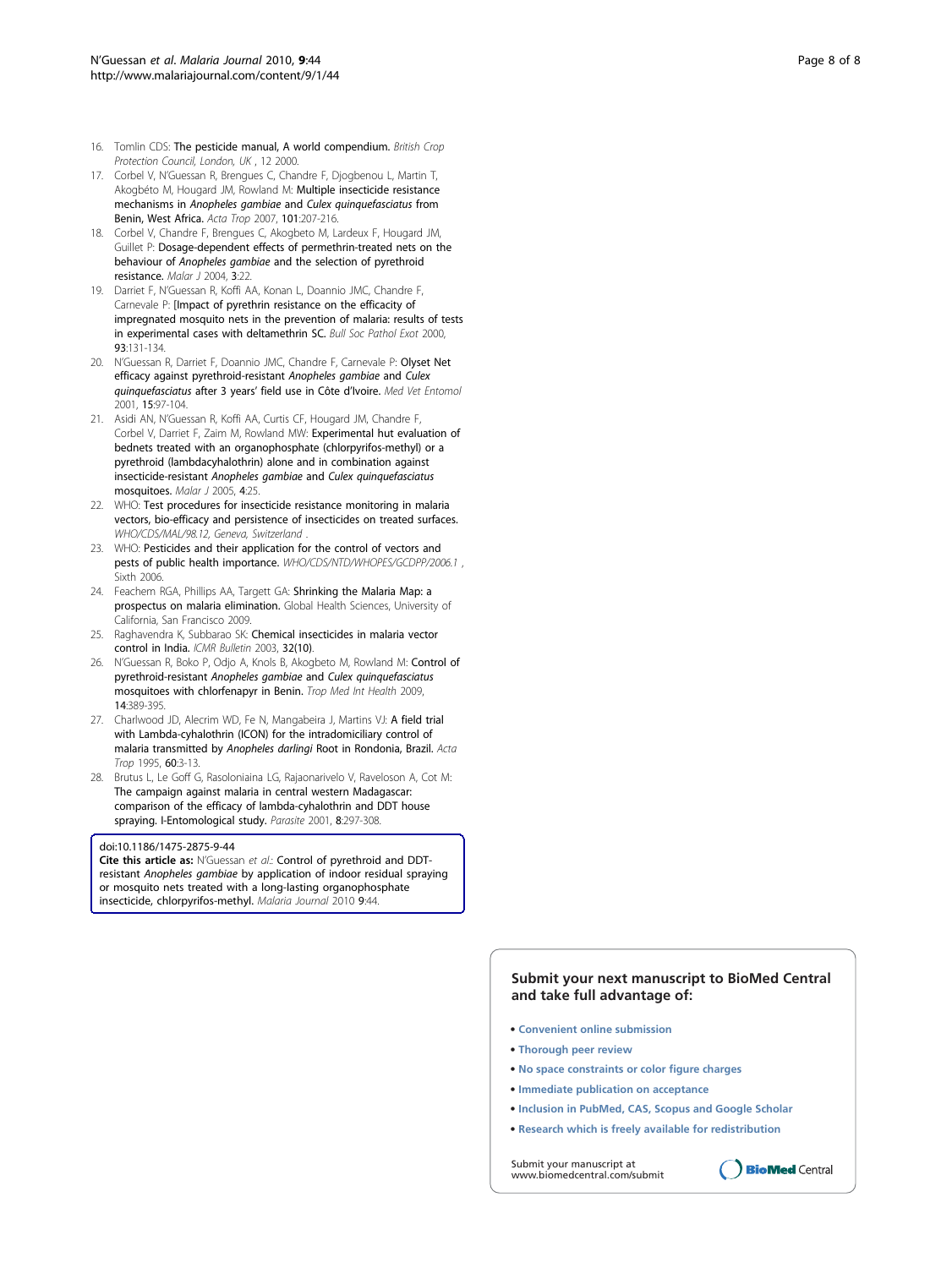16. Tomlin CDS: **The pesticide manual, A world compendium.** *British Crop Protection Council, London, UK* , 12 2000.
17. Corbel V, N'Guessan R, Brengues C, Chandre F, Djogbenou L, Martin T, Akogbéto M, Hougard JM, Rowland M: **Multiple insecticide resistance mechanisms in *Anopheles gambiae* and *Culex quinquefasciatus* from Benin, West Africa.** *Acta Trop* 2007, **101**:207-216.
18. Corbel V, Chandre F, Brengues C, Akogbeto M, Lardeux F, Hougard JM, Guillet P: **Dosage-dependent effects of permethrin-treated nets on the behaviour of *Anopheles gambiae* and the selection of pyrethroid resistance.** *Malar J* 2004, **3**:22.
19. Darriet F, N'Guessan R, Koffi AA, Konan L, Doannio JMC, Chandre F, Carnevale P: **[Impact of pyrethrin resistance on the efficacy of impregnated mosquito nets in the prevention of malaria: results of tests in experimental cases with deltamethrin SC.** *Bull Soc Pathol Exot* 2000, **93**:131-134.
20. N'Guessan R, Darriet F, Doannio JMC, Chandre F, Carnevale P: **Olyset Net efficacy against pyrethroid-resistant *Anopheles gambiae* and *Culex quinquefasciatus* after 3 years' field use in Côte d'Ivoire.** *Med Vet Entomol* 2001, **15**:97-104.
21. Asidi AN, N'Guessan R, Koffi AA, Curtis CF, Hougard JM, Chandre F, Corbel V, Darriet F, Zaim M, Rowland MW: **Experimental hut evaluation of bednets treated with an organophosphate (chlorpyrifos-methyl) or a pyrethroid (lambdacyhalothrin) alone and in combination against insecticide-resistant *Anopheles gambiae* and *Culex quinquefasciatus* mosquitoes.** *Malar J* 2005, **4**:25.
22. WHO: **Test procedures for insecticide resistance monitoring in malaria vectors, bio-efficacy and persistence of insecticides on treated surfaces.** *WHO/CDS/MAL/98.12, Geneva, Switzerland* .
23. WHO: **Pesticides and their application for the control of vectors and pests of public health importance.** *WHO/CDS/NTD/WHOPES/GCDPP/2006.1* , Sixth 2006.
24. Feachem RGA, Phillips AA, Targett GA: **Shrinking the Malaria Map: a prospectus on malaria elimination.** Global Health Sciences, University of California, San Francisco 2009.
25. Raghavendra K, Subbarao SK: **Chemical insecticides in malaria vector control in India.** *ICMR Bulletin* 2003, 32(10).
26. N'Guessan R, Boko P, Odjo A, Knols B, Akogbeto M, Rowland M: **Control of pyrethroid-resistant *Anopheles gambiae* and *Culex quinquefasciatus* mosquitoes with chlorfenapyr in Benin.** *Trop Med Int Health* 2009, **14**:389-395.
27. Charlwood JD, Alecrim WD, Fe N, Mangabeira J, Martins VJ: **A field trial with Lambda-cyhalothrin (ICON) for the intradomiciliary control of malaria transmitted by *Anopheles darlingi* Root in Rondonia, Brazil.** *Acta Trop* 1995, **60**:3-13.
28. Brutus L, Le Goff G, Rasoloniaina LG, Rajaonarivelo V, Raveloson A, Cot M: **The campaign against malaria in central western Madagascar: comparison of the efficacy of lambda-cyhalothrin and DDT house spraying. I-Entomological study.** *Parasite* 2001, **8**:297-308.

doi:10.1186/1475-2875-9-44

**Cite this article as:** N'Guessan *et al.*: Control of pyrethroid and DDT-resistant *Anopheles gambiae* by application of indoor residual spraying or mosquito nets treated with a long-lasting organophosphate insecticide, chlorpyrifos-methyl. *Malaria Journal* 2010 9:44.